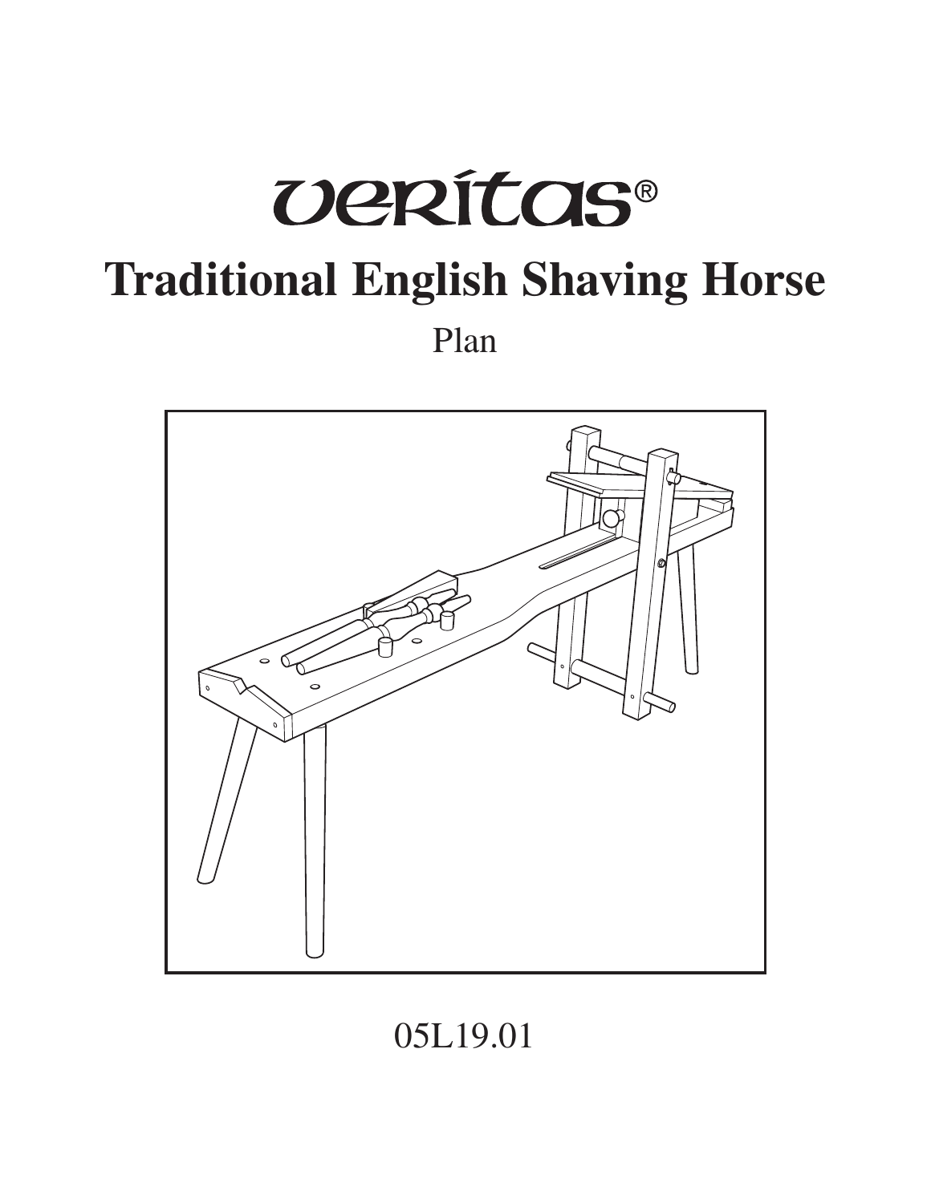veritas®

# Traditional English Shaving Horse

Plan

05L19.01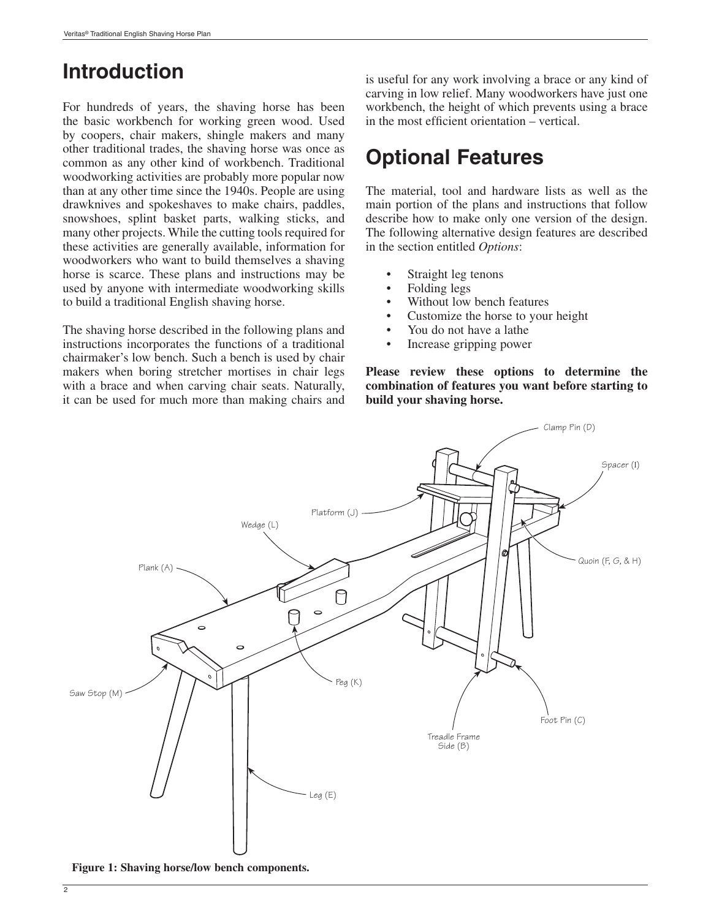## Introduction

For hundreds of years, the shaving horse has been the basic workbench for working green wood. Used by coopers, chair makers, shingle makers and many other traditional trades, the shaving horse was once as common as any other kind of workbench. Traditional woodworking activities are probably more popular now than at any other time since the 1940s. People are using drawknives and spokeshaves to make chairs, paddles, snowshoes, splint basket parts, walking sticks, and many other projects. While the cutting tools required for these activities are generally available, information for woodworkers who want to build themselves a shaving horse is scarce. These plans and instructions may be used by anyone with intermediate woodworking skills to build a traditional English shaving horse.

The shaving horse described in the following plans and instructions incorporates the functions of a traditional chairmaker's low bench. Such a bench is used by chair makers when boring stretcher mortises in chair legs with a brace and when carving chair seats. Naturally, it can be used for much more than making chairs and is useful for any work involving a brace or any kind of carving in low relief. Many woodworkers have just one workbench, the height of which prevents using a brace in the most efficient orientation – vertical.

## Optional Features

The material, tool and hardware lists as well as the main portion of the plans and instructions that follow describe how to make only one version of the design. The following alternative design features are described in the section entitled *Options*:

- Straight leg tenons
- Folding legs
- Without low bench features
- Customize the horse to your height
- You do not have a lathe
- Increase gripping power

**Please review these options to determine the combination of features you want before starting to build your shaving horse.**

Clamp Pin (D)
Spacer (I)
Platform (J)
Wedge (L)
Quoin (F, G, & H)
Plank (A)
Peg (K)
Saw Stop (M)
Foot Pin (C)
Treadle Frame Side (B)
Leg (E)

**Figure 1: Shaving horse/low bench components.**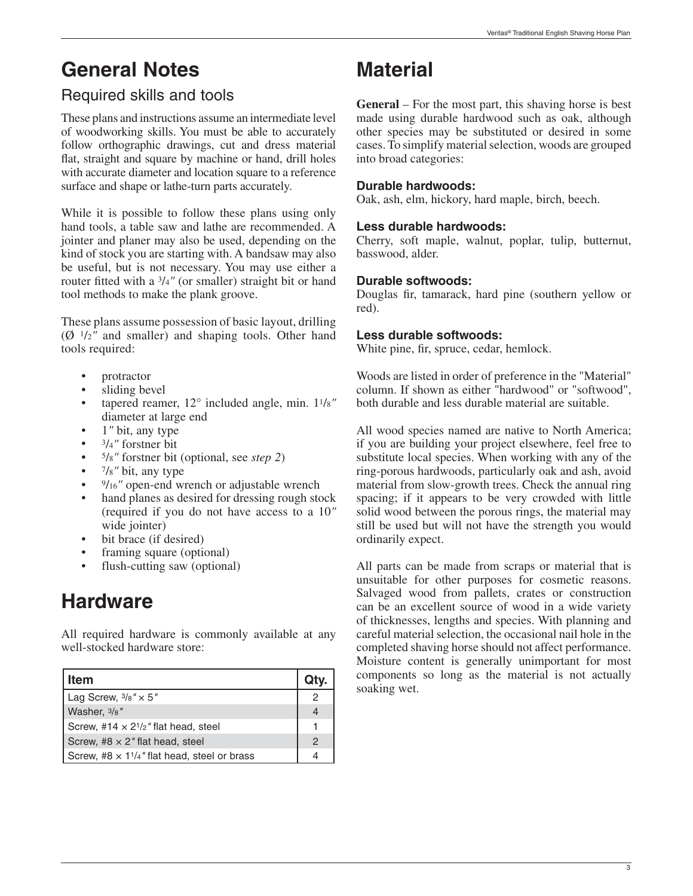# General Notes

## Required skills and tools

These plans and instructions assume an intermediate level of woodworking skills. You must be able to accurately follow orthographic drawings, cut and dress material flat, straight and square by machine or hand, drill holes with accurate diameter and location square to a reference surface and shape or lathe-turn parts accurately.

While it is possible to follow these plans using only hand tools, a table saw and lathe are recommended. A jointer and planer may also be used, depending on the kind of stock you are starting with. A bandsaw may also be useful, but is not necessary. You may use either a router fitted with a 3/4″ (or smaller) straight bit or hand tool methods to make the plank groove.

These plans assume possession of basic layout, drilling (Ø 1/2″ and smaller) and shaping tools. Other hand tools required:

- protractor
- sliding bevel
- tapered reamer, 12° included angle, min. 1 1/8″ diameter at large end
- 1″ bit, any type
- 3/4″ forstner bit
- 5/8″ forstner bit (optional, see *step 2*)
- 7/8″ bit, any type
- 9/16″ open-end wrench or adjustable wrench
- hand planes as desired for dressing rough stock (required if you do not have access to a 10″ wide jointer)
- bit brace (if desired)
- framing square (optional)
- flush-cutting saw (optional)

# Hardware

All required hardware is commonly available at any well-stocked hardware store:

| Item | Qty. |
|---|---|
| Lag Screw, 3/8″ × 5″ | 2 |
| Washer, 3/8″ | 4 |
| Screw, #14 × 2 1/2″ flat head, steel | 1 |
| Screw, #8 × 2″ flat head, steel | 2 |
| Screw, #8 × 1 1/4″ flat head, steel or brass | 4 |

# Material

**General** – For the most part, this shaving horse is best made using durable hardwood such as oak, although other species may be substituted or desired in some cases. To simplify material selection, woods are grouped into broad categories:

**Durable hardwoods:**
Oak, ash, elm, hickory, hard maple, birch, beech.

**Less durable hardwoods:**
Cherry, soft maple, walnut, poplar, tulip, butternut, basswood, alder.

**Durable softwoods:**
Douglas fir, tamarack, hard pine (southern yellow or red).

**Less durable softwoods:**
White pine, fir, spruce, cedar, hemlock.

Woods are listed in order of preference in the "Material" column. If shown as either "hardwood" or "softwood", both durable and less durable material are suitable.

All wood species named are native to North America; if you are building your project elsewhere, feel free to substitute local species. When working with any of the ring-porous hardwoods, particularly oak and ash, avoid material from slow-growth trees. Check the annual ring spacing; if it appears to be very crowded with little solid wood between the porous rings, the material may still be used but will not have the strength you would ordinarily expect.

All parts can be made from scraps or material that is unsuitable for other purposes for cosmetic reasons. Salvaged wood from pallets, crates or construction can be an excellent source of wood in a wide variety of thicknesses, lengths and species. With planning and careful material selection, the occasional nail hole in the completed shaving horse should not affect performance. Moisture content is generally unimportant for most components so long as the material is not actually soaking wet.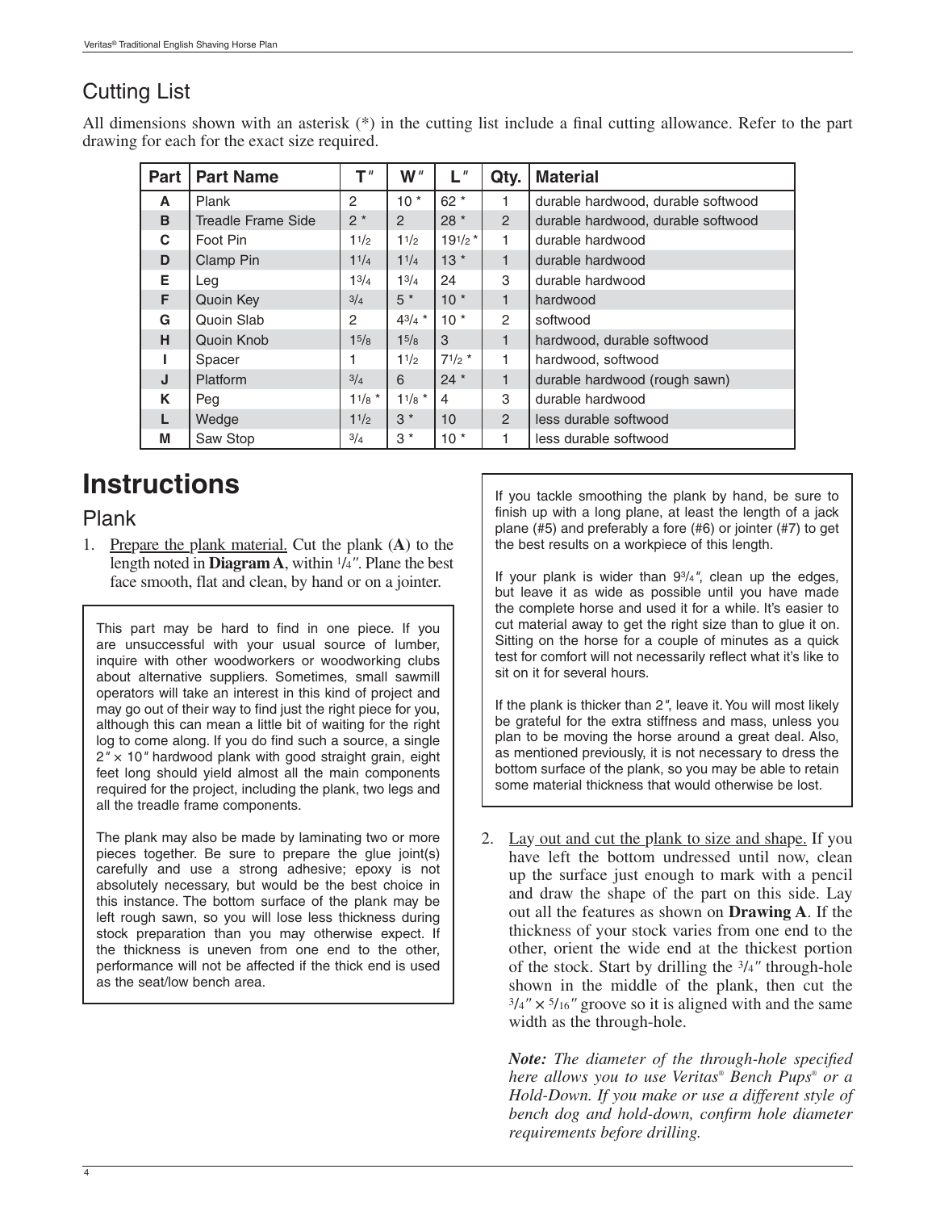## Cutting List

All dimensions shown with an asterisk (*) in the cutting list include a final cutting allowance. Refer to the part drawing for each for the exact size required.

| Part | Part Name | T″ | W″ | L″ | Qty. | Material |
|---|---|---|---|---|---|---|
| A | Plank | 2 | 10 * | 62 * | 1 | durable hardwood, durable softwood |
| B | Treadle Frame Side | 2 * | 2 | 28 * | 2 | durable hardwood, durable softwood |
| C | Foot Pin | 1 1/2 | 1 1/2 | 19 1/2 * | 1 | durable hardwood |
| D | Clamp Pin | 1 1/4 | 1 1/4 | 13 * | 1 | durable hardwood |
| E | Leg | 1 3/4 | 1 3/4 | 24 | 3 | durable hardwood |
| F | Quoin Key | 3/4 | 5 * | 10 * | 1 | hardwood |
| G | Quoin Slab | 2 | 4 3/4 * | 10 * | 2 | softwood |
| H | Quoin Knob | 1 5/8 | 1 5/8 | 3 | 1 | hardwood, durable softwood |
| I | Spacer | 1 | 1 1/2 | 7 1/2 * | 1 | hardwood, softwood |
| J | Platform | 3/4 | 6 | 24 * | 1 | durable hardwood (rough sawn) |
| K | Peg | 1 1/8 * | 1 1/8 * | 4 | 3 | durable hardwood |
| L | Wedge | 1 1/2 | 3 * | 10 | 2 | less durable softwood |
| M | Saw Stop | 3/4 | 3 * | 10 * | 1 | less durable softwood |

# Instructions

## Plank

1. Prepare the plank material. Cut the plank (**A**) to the length noted in **Diagram A**, within 1/4″. Plane the best face smooth, flat and clean, by hand or on a jointer.

> This part may be hard to find in one piece. If you are unsuccessful with your usual source of lumber, inquire with other woodworkers or woodworking clubs about alternative suppliers. Sometimes, small sawmill operators will take an interest in this kind of project and may go out of their way to find just the right piece for you, although this can mean a little bit of waiting for the right log to come along. If you do find such a source, a single 2″ × 10″ hardwood plank with good straight grain, eight feet long should yield almost all the main components required for the project, including the plank, two legs and all the treadle frame components.
>
> The plank may also be made by laminating two or more pieces together. Be sure to prepare the glue joint(s) carefully and use a strong adhesive; epoxy is not absolutely necessary, but would be the best choice in this instance. The bottom surface of the plank may be left rough sawn, so you will lose less thickness during stock preparation than you may otherwise expect. If the thickness is uneven from one end to the other, performance will not be affected if the thick end is used as the seat/low bench area.

> If you tackle smoothing the plank by hand, be sure to finish up with a long plane, at least the length of a jack plane (#5) and preferably a fore (#6) or jointer (#7) to get the best results on a workpiece of this length.
>
> If your plank is wider than 9 3/4″, clean up the edges, but leave it as wide as possible until you have made the complete horse and used it for a while. It's easier to cut material away to get the right size than to glue it on. Sitting on the horse for a couple of minutes as a quick test for comfort will not necessarily reflect what it's like to sit on it for several hours.
>
> If the plank is thicker than 2″, leave it. You will most likely be grateful for the extra stiffness and mass, unless you plan to be moving the horse around a great deal. Also, as mentioned previously, it is not necessary to dress the bottom surface of the plank, so you may be able to retain some material thickness that would otherwise be lost.

2. Lay out and cut the plank to size and shape. If you have left the bottom undressed until now, clean up the surface just enough to mark with a pencil and draw the shape of the part on this side. Lay out all the features as shown on **Drawing A**. If the thickness of your stock varies from one end to the other, orient the wide end at the thickest portion of the stock. Start by drilling the 3/4″ through-hole shown in the middle of the plank, then cut the 3/4″ × 5/16″ groove so it is aligned with and the same width as the through-hole.

   ***Note:*** *The diameter of the through-hole specified here allows you to use Veritas® Bench Pups® or a Hold-Down. If you make or use a different style of bench dog and hold-down, confirm hole diameter requirements before drilling.*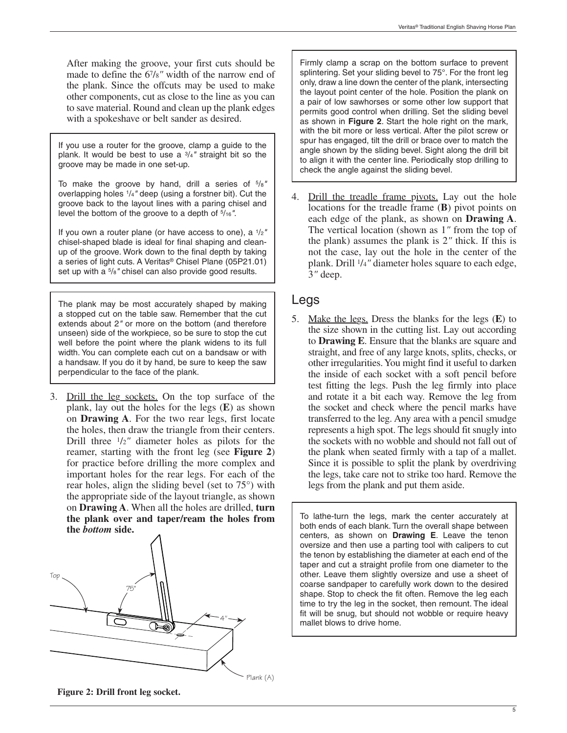After making the groove, your first cuts should be made to define the 6⁷/₈″ width of the narrow end of the plank. Since the offcuts may be used to make other components, cut as close to the line as you can to save material. Round and clean up the plank edges with a spokeshave or belt sander as desired.

> If you use a router for the groove, clamp a guide to the plank. It would be best to use a ³/₄″ straight bit so the groove may be made in one set-up.
>
> To make the groove by hand, drill a series of ⁵/₈″ overlapping holes ¹/₄″ deep (using a forstner bit). Cut the groove back to the layout lines with a paring chisel and level the bottom of the groove to a depth of ⁵/₁₆″.
>
> If you own a router plane (or have access to one), a ¹/₂″ chisel-shaped blade is ideal for final shaping and clean-up of the groove. Work down to the final depth by taking a series of light cuts. A Veritas® Chisel Plane (05P21.01) set up with a ⁵/₈″ chisel can also provide good results.

> The plank may be most accurately shaped by making a stopped cut on the table saw. Remember that the cut extends about 2″ or more on the bottom (and therefore unseen) side of the workpiece, so be sure to stop the cut well before the point where the plank widens to its full width. You can complete each cut on a bandsaw or with a handsaw. If you do it by hand, be sure to keep the saw perpendicular to the face of the plank.

3. Drill the leg sockets. On the top surface of the plank, lay out the holes for the legs (**E**) as shown on **Drawing A**. For the two rear legs, first locate the holes, then draw the triangle from their centers. Drill three ¹/₂″ diameter holes as pilots for the reamer, starting with the front leg (see **Figure 2**) for practice before drilling the more complex and important holes for the rear legs. For each of the rear holes, align the sliding bevel (set to 75°) with the appropriate side of the layout triangle, as shown on **Drawing A**. When all the holes are drilled, **turn the plank over and taper/ream the holes from the *bottom* side.**

**Figure 2: Drill front leg socket.**

> Firmly clamp a scrap on the bottom surface to prevent splintering. Set your sliding bevel to 75°. For the front leg only, draw a line down the center of the plank, intersecting the layout point center of the hole. Position the plank on a pair of low sawhorses or some other low support that permits good control when drilling. Set the sliding bevel as shown in **Figure 2**. Start the hole right on the mark, with the bit more or less vertical. After the pilot screw or spur has engaged, tilt the drill or brace over to match the angle shown by the sliding bevel. Sight along the drill bit to align it with the center line. Periodically stop drilling to check the angle against the sliding bevel.

4. Drill the treadle frame pivots. Lay out the hole locations for the treadle frame (**B**) pivot points on each edge of the plank, as shown on **Drawing A**. The vertical location (shown as 1″ from the top of the plank) assumes the plank is 2″ thick. If this is not the case, lay out the hole in the center of the plank. Drill ¹/₄″ diameter holes square to each edge, 3″ deep.

## Legs

5. Make the legs. Dress the blanks for the legs (**E**) to the size shown in the cutting list. Lay out according to **Drawing E**. Ensure that the blanks are square and straight, and free of any large knots, splits, checks, or other irregularities. You might find it useful to darken the inside of each socket with a soft pencil before test fitting the legs. Push the leg firmly into place and rotate it a bit each way. Remove the leg from the socket and check where the pencil marks have transferred to the leg. Any area with a pencil smudge represents a high spot. The legs should fit snugly into the sockets with no wobble and should not fall out of the plank when seated firmly with a tap of a mallet. Since it is possible to split the plank by overdriving the legs, take care not to strike too hard. Remove the legs from the plank and put them aside.

> To lathe-turn the legs, mark the center accurately at both ends of each blank. Turn the overall shape between centers, as shown on **Drawing E**. Leave the tenon oversize and then use a parting tool with calipers to cut the tenon by establishing the diameter at each end of the taper and cut a straight profile from one diameter to the other. Leave them slightly oversize and use a sheet of coarse sandpaper to carefully work down to the desired shape. Stop to check the fit often. Remove the leg each time to try the leg in the socket, then remount. The ideal fit will be snug, but should not wobble or require heavy mallet blows to drive home.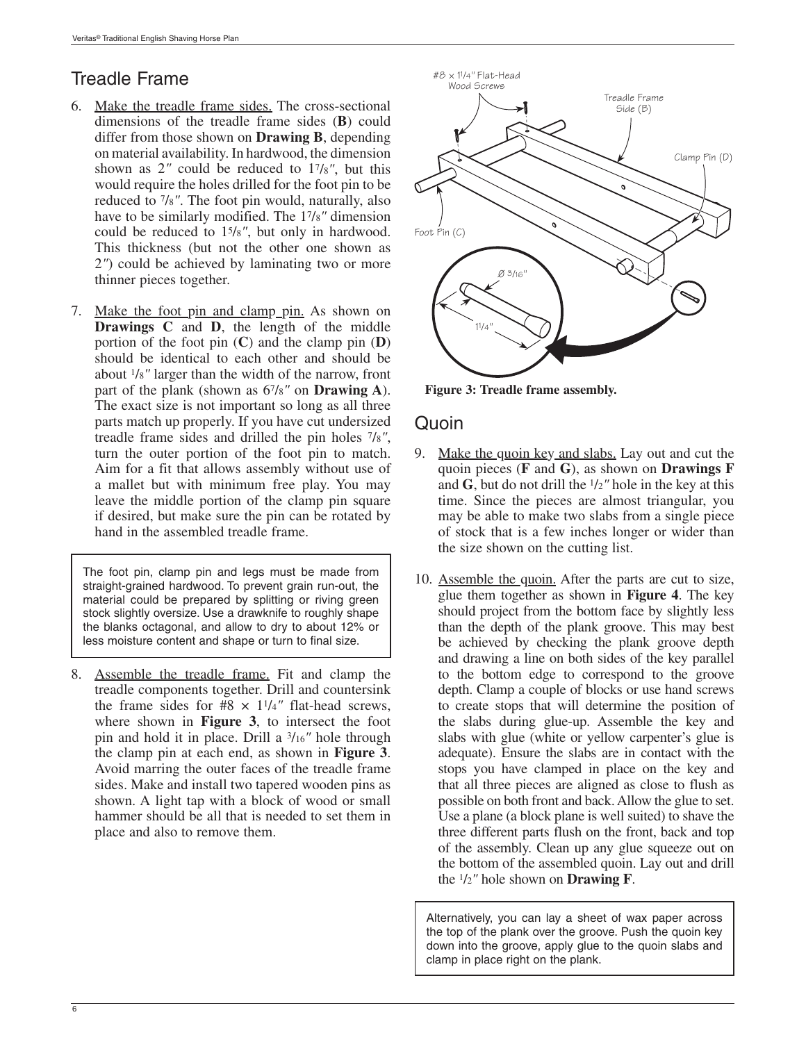## Treadle Frame

6. Make the treadle frame sides. The cross-sectional dimensions of the treadle frame sides (**B**) could differ from those shown on **Drawing B**, depending on material availability. In hardwood, the dimension shown as 2″ could be reduced to 1 7/8″, but this would require the holes drilled for the foot pin to be reduced to 7/8″. The foot pin would, naturally, also have to be similarly modified. The 1 7/8″ dimension could be reduced to 1 5/8″, but only in hardwood. This thickness (but not the other one shown as 2″) could be achieved by laminating two or more thinner pieces together.

7. Make the foot pin and clamp pin. As shown on **Drawings C** and **D**, the length of the middle portion of the foot pin (**C**) and the clamp pin (**D**) should be identical to each other and should be about 1/8″ larger than the width of the narrow, front part of the plank (shown as 6 7/8″ on **Drawing A**). The exact size is not important so long as all three parts match up properly. If you have cut undersized treadle frame sides and drilled the pin holes 7/8″, turn the outer portion of the foot pin to match. Aim for a fit that allows assembly without use of a mallet but with minimum free play. You may leave the middle portion of the clamp pin square if desired, but make sure the pin can be rotated by hand in the assembled treadle frame.

> The foot pin, clamp pin and legs must be made from straight-grained hardwood. To prevent grain run-out, the material could be prepared by splitting or riving green stock slightly oversize. Use a drawknife to roughly shape the blanks octagonal, and allow to dry to about 12% or less moisture content and shape or turn to final size.

8. Assemble the treadle frame. Fit and clamp the treadle components together. Drill and countersink the frame sides for #8 × 1 1/4″ flat-head screws, where shown in **Figure 3**, to intersect the foot pin and hold it in place. Drill a 3/16″ hole through the clamp pin at each end, as shown in **Figure 3**. Avoid marring the outer faces of the treadle frame sides. Make and install two tapered wooden pins as shown. A light tap with a block of wood or small hammer should be all that is needed to set them in place and also to remove them.

#8 × 1 1/4″ Flat-Head Wood Screws

Treadle Frame Side (B)

Clamp Pin (D)

Foot Pin (C)

Ø 3/16″

1 1/4″

**Figure 3: Treadle frame assembly.**

## Quoin

9. Make the quoin key and slabs. Lay out and cut the quoin pieces (**F** and **G**), as shown on **Drawings F** and **G**, but do not drill the 1/2″ hole in the key at this time. Since the pieces are almost triangular, you may be able to make two slabs from a single piece of stock that is a few inches longer or wider than the size shown on the cutting list.

10. Assemble the quoin. After the parts are cut to size, glue them together as shown in **Figure 4**. The key should project from the bottom face by slightly less than the depth of the plank groove. This may best be achieved by checking the plank groove depth and drawing a line on both sides of the key parallel to the bottom edge to correspond to the groove depth. Clamp a couple of blocks or use hand screws to create stops that will determine the position of the slabs during glue-up. Assemble the key and slabs with glue (white or yellow carpenter's glue is adequate). Ensure the slabs are in contact with the stops you have clamped in place on the key and that all three pieces are aligned as close to flush as possible on both front and back. Allow the glue to set. Use a plane (a block plane is well suited) to shave the three different parts flush on the front, back and top of the assembly. Clean up any glue squeeze out on the bottom of the assembled quoin. Lay out and drill the 1/2″ hole shown on **Drawing F**.

> Alternatively, you can lay a sheet of wax paper across the top of the plank over the groove. Push the quoin key down into the groove, apply glue to the quoin slabs and clamp in place right on the plank.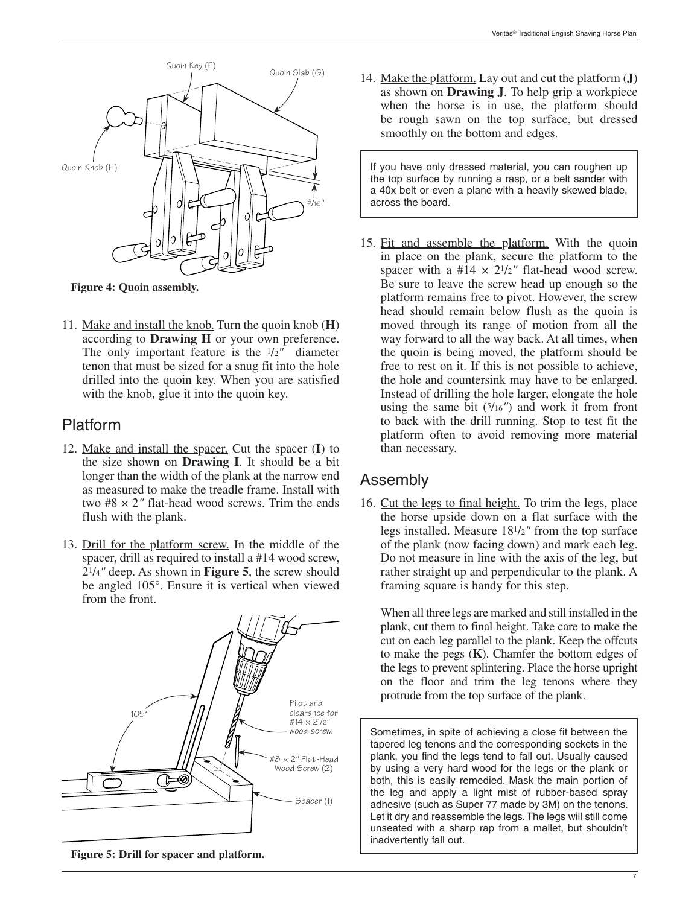Figure 4: Quoin assembly.

11. Make and install the knob. Turn the quoin knob (**H**) according to **Drawing H** or your own preference. The only important feature is the 1/2″ diameter tenon that must be sized for a snug fit into the hole drilled into the quoin key. When you are satisfied with the knob, glue it into the quoin key.

## Platform

12. Make and install the spacer. Cut the spacer (**I**) to the size shown on **Drawing I**. It should be a bit longer than the width of the plank at the narrow end as measured to make the treadle frame. Install with two #8 × 2″ flat-head wood screws. Trim the ends flush with the plank.

13. Drill for the platform screw. In the middle of the spacer, drill as required to install a #14 wood screw, 2 1/4″ deep. As shown in **Figure 5**, the screw should be angled 105°. Ensure it is vertical when viewed from the front.

Figure 5: Drill for spacer and platform.

14. Make the platform. Lay out and cut the platform (**J**) as shown on **Drawing J**. To help grip a workpiece when the horse is in use, the platform should be rough sawn on the top surface, but dressed smoothly on the bottom and edges.

> If you have only dressed material, you can roughen up the top surface by running a rasp, or a belt sander with a 40x belt or even a plane with a heavily skewed blade, across the board.

15. Fit and assemble the platform. With the quoin in place on the plank, secure the platform to the spacer with a #14 × 2 1/2″ flat-head wood screw. Be sure to leave the screw head up enough so the platform remains free to pivot. However, the screw head should remain below flush as the quoin is moved through its range of motion from all the way forward to all the way back. At all times, when the quoin is being moved, the platform should be free to rest on it. If this is not possible to achieve, the hole and countersink may have to be enlarged. Instead of drilling the hole larger, elongate the hole using the same bit (5/16″) and work it from front to back with the drill running. Stop to test fit the platform often to avoid removing more material than necessary.

## Assembly

16. Cut the legs to final height. To trim the legs, place the horse upside down on a flat surface with the legs installed. Measure 18 1/2″ from the top surface of the plank (now facing down) and mark each leg. Do not measure in line with the axis of the leg, but rather straight up and perpendicular to the plank. A framing square is handy for this step.

    When all three legs are marked and still installed in the plank, cut them to final height. Take care to make the cut on each leg parallel to the plank. Keep the offcuts to make the pegs (**K**). Chamfer the bottom edges of the legs to prevent splintering. Place the horse upright on the floor and trim the leg tenons where they protrude from the top surface of the plank.

> Sometimes, in spite of achieving a close fit between the tapered leg tenons and the corresponding sockets in the plank, you find the legs tend to fall out. Usually caused by using a very hard wood for the legs or the plank or both, this is easily remedied. Mask the main portion of the leg and apply a light mist of rubber-based spray adhesive (such as Super 77 made by 3M) on the tenons. Let it dry and reassemble the legs. The legs will still come unseated with a sharp rap from a mallet, but shouldn't inadvertently fall out.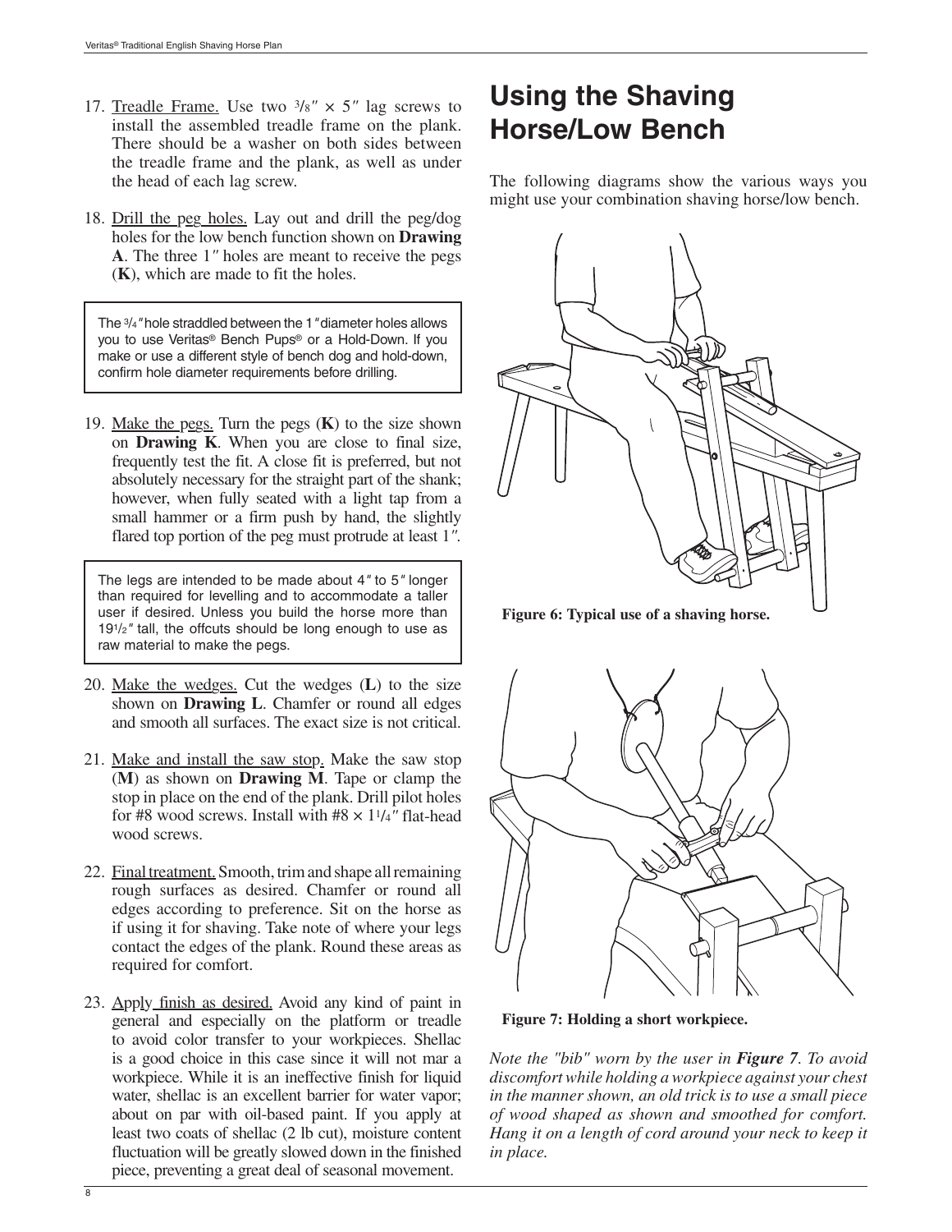17. Treadle Frame. Use two 3/8″ × 5″ lag screws to install the assembled treadle frame on the plank. There should be a washer on both sides between the treadle frame and the plank, as well as under the head of each lag screw.

18. Drill the peg holes. Lay out and drill the peg/dog holes for the low bench function shown on **Drawing A**. The three 1″ holes are meant to receive the pegs (**K**), which are made to fit the holes.

> The 3/4″ hole straddled between the 1″ diameter holes allows you to use Veritas® Bench Pups® or a Hold-Down. If you make or use a different style of bench dog and hold-down, confirm hole diameter requirements before drilling.

19. Make the pegs. Turn the pegs (**K**) to the size shown on **Drawing K**. When you are close to final size, frequently test the fit. A close fit is preferred, but not absolutely necessary for the straight part of the shank; however, when fully seated with a light tap from a small hammer or a firm push by hand, the slightly flared top portion of the peg must protrude at least 1″.

> The legs are intended to be made about 4″ to 5″ longer than required for levelling and to accommodate a taller user if desired. Unless you build the horse more than 19 1/2″ tall, the offcuts should be long enough to use as raw material to make the pegs.

20. Make the wedges. Cut the wedges (**L**) to the size shown on **Drawing L**. Chamfer or round all edges and smooth all surfaces. The exact size is not critical.

21. Make and install the saw stop. Make the saw stop (**M**) as shown on **Drawing M**. Tape or clamp the stop in place on the end of the plank. Drill pilot holes for #8 wood screws. Install with #8 × 1 1/4″ flat-head wood screws.

22. Final treatment. Smooth, trim and shape all remaining rough surfaces as desired. Chamfer or round all edges according to preference. Sit on the horse as if using it for shaving. Take note of where your legs contact the edges of the plank. Round these areas as required for comfort.

23. Apply finish as desired. Avoid any kind of paint in general and especially on the platform or treadle to avoid color transfer to your workpieces. Shellac is a good choice in this case since it will not mar a workpiece. While it is an ineffective finish for liquid water, shellac is an excellent barrier for water vapor; about on par with oil-based paint. If you apply at least two coats of shellac (2 lb cut), moisture content fluctuation will be greatly slowed down in the finished piece, preventing a great deal of seasonal movement.

# Using the Shaving Horse/Low Bench

The following diagrams show the various ways you might use your combination shaving horse/low bench.

**Figure 6: Typical use of a shaving horse.**

**Figure 7: Holding a short workpiece.**

*Note the "bib" worn by the user in **Figure 7**. To avoid discomfort while holding a workpiece against your chest in the manner shown, an old trick is to use a small piece of wood shaped as shown and smoothed for comfort. Hang it on a length of cord around your neck to keep it in place.*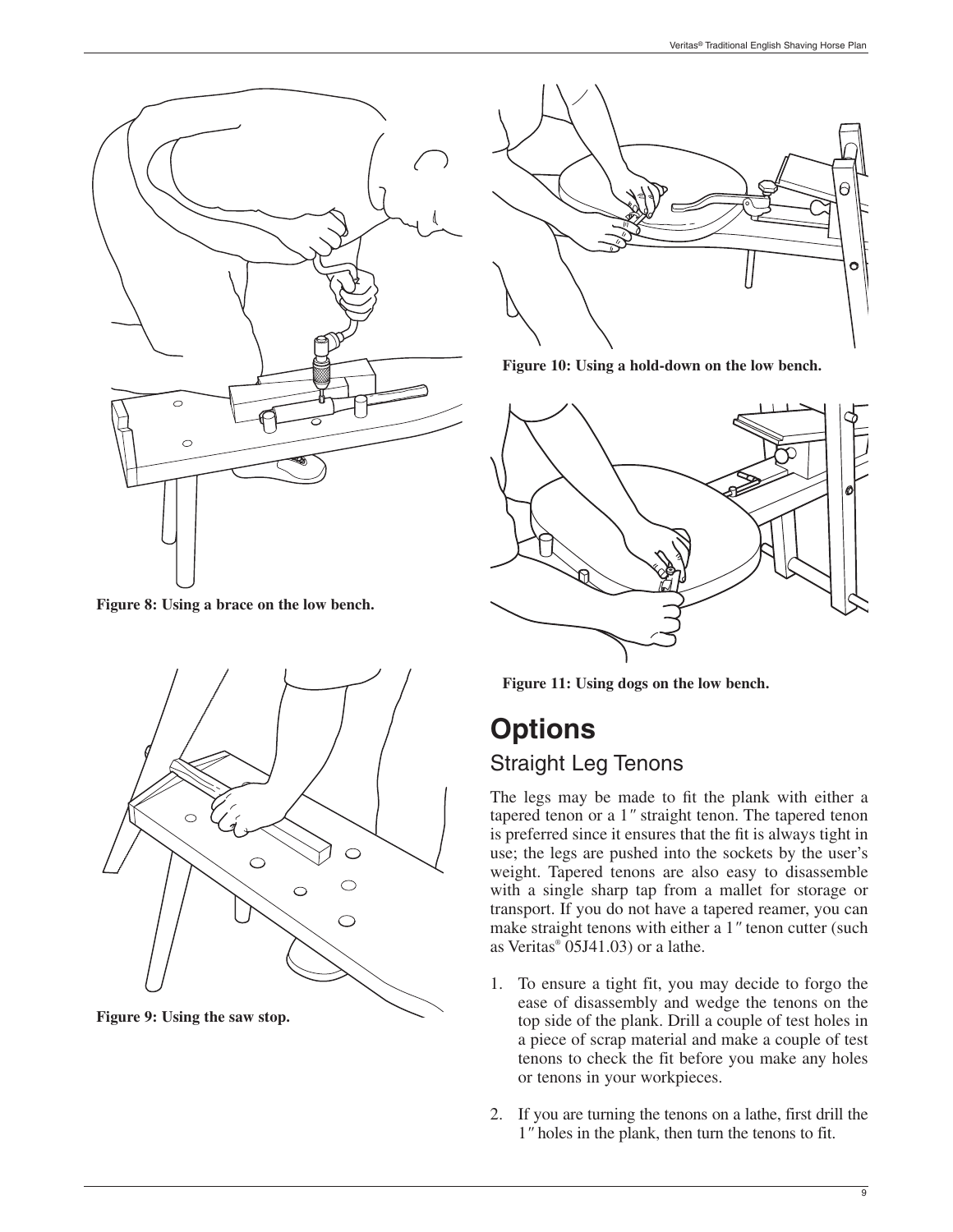Figure 8: Using a brace on the low bench.

Figure 9: Using the saw stop.

Figure 10: Using a hold-down on the low bench.

Figure 11: Using dogs on the low bench.

# Options

## Straight Leg Tenons

The legs may be made to fit the plank with either a tapered tenon or a 1″ straight tenon. The tapered tenon is preferred since it ensures that the fit is always tight in use; the legs are pushed into the sockets by the user's weight. Tapered tenons are also easy to disassemble with a single sharp tap from a mallet for storage or transport. If you do not have a tapered reamer, you can make straight tenons with either a 1″ tenon cutter (such as Veritas® 05J41.03) or a lathe.

1. To ensure a tight fit, you may decide to forgo the ease of disassembly and wedge the tenons on the top side of the plank. Drill a couple of test holes in a piece of scrap material and make a couple of test tenons to check the fit before you make any holes or tenons in your workpieces.

2. If you are turning the tenons on a lathe, first drill the 1″ holes in the plank, then turn the tenons to fit.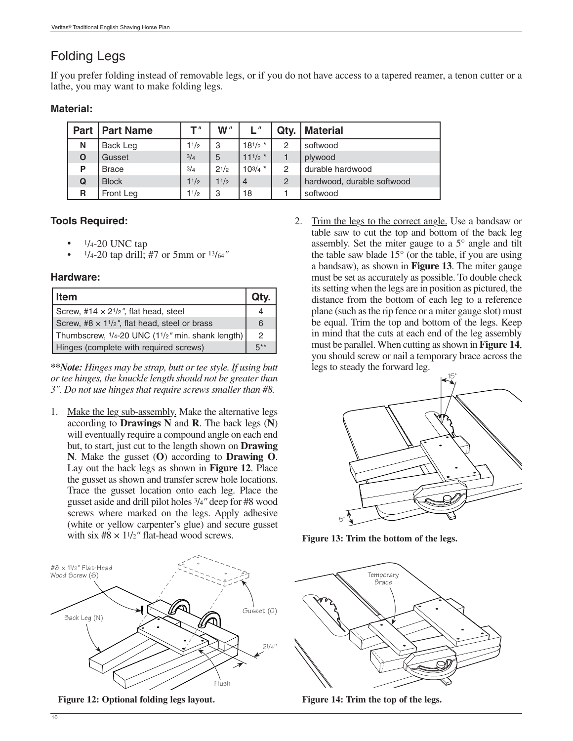## Folding Legs

If you prefer folding instead of removable legs, or if you do not have access to a tapered reamer, a tenon cutter or a lathe, you may want to make folding legs.

### Material:

| Part | Part Name | T″ | W″ | L″ | Qty. | Material |
|---|---|---|---|---|---|---|
| N | Back Leg | 1 1/2 | 3 | 18 1/2 * | 2 | softwood |
| O | Gusset | 3/4 | 5 | 11 1/2 * | 1 | plywood |
| P | Brace | 3/4 | 2 1/2 | 10 3/4 * | 2 | durable hardwood |
| Q | Block | 1 1/2 | 1 1/2 | 4 | 2 | hardwood, durable softwood |
| R | Front Leg | 1 1/2 | 3 | 18 | 1 | softwood |

### Tools Required:

- 1/4-20 UNC tap
- 1/4-20 tap drill; #7 or 5mm or 13/64″

### Hardware:

| Item | Qty. |
|---|---|
| Screw, #14 × 2 1/2″, flat head, steel | 4 |
| Screw, #8 × 1 1/2″, flat head, steel or brass | 6 |
| Thumbscrew, 1/4-20 UNC (1 1/2″ min. shank length) | 2 |
| Hinges (complete with required screws) | 5** |

***\*\*Note:** Hinges may be strap, butt or tee style. If using butt or tee hinges, the knuckle length should not be greater than 3″. Do not use hinges that require screws smaller than #8.*

1. Make the leg sub-assembly. Make the alternative legs according to **Drawings N** and **R**. The back legs (**N**) will eventually require a compound angle on each end but, to start, just cut to the length shown on **Drawing N**. Make the gusset (**O**) according to **Drawing O**. Lay out the back legs as shown in **Figure 12**. Place the gusset as shown and transfer screw hole locations. Trace the gusset location onto each leg. Place the gusset aside and drill pilot holes 3/4″ deep for #8 wood screws where marked on the legs. Apply adhesive (white or yellow carpenter's glue) and secure gusset with six #8 × 1 1/2″ flat-head wood screws.

#8 × 1 1/2″ Flat-Head Wood Screw (6)

Back Leg (N)

Gusset (O)

2 1/4″

Flush

**Figure 12: Optional folding legs layout.**

2. Trim the legs to the correct angle. Use a bandsaw or table saw to cut the top and bottom of the back leg assembly. Set the miter gauge to a 5° angle and tilt the table saw blade 15° (or the table, if you are using a bandsaw), as shown in **Figure 13**. The miter gauge must be set as accurately as possible. To double check its setting when the legs are in position as pictured, the distance from the bottom of each leg to a reference plane (such as the rip fence or a miter gauge slot) must be equal. Trim the top and bottom of the legs. Keep in mind that the cuts at each end of the leg assembly must be parallel. When cutting as shown in **Figure 14**, you should screw or nail a temporary brace across the legs to steady the forward leg.

15°

5°

**Figure 13: Trim the bottom of the legs.**

Temporary Brace

**Figure 14: Trim the top of the legs.**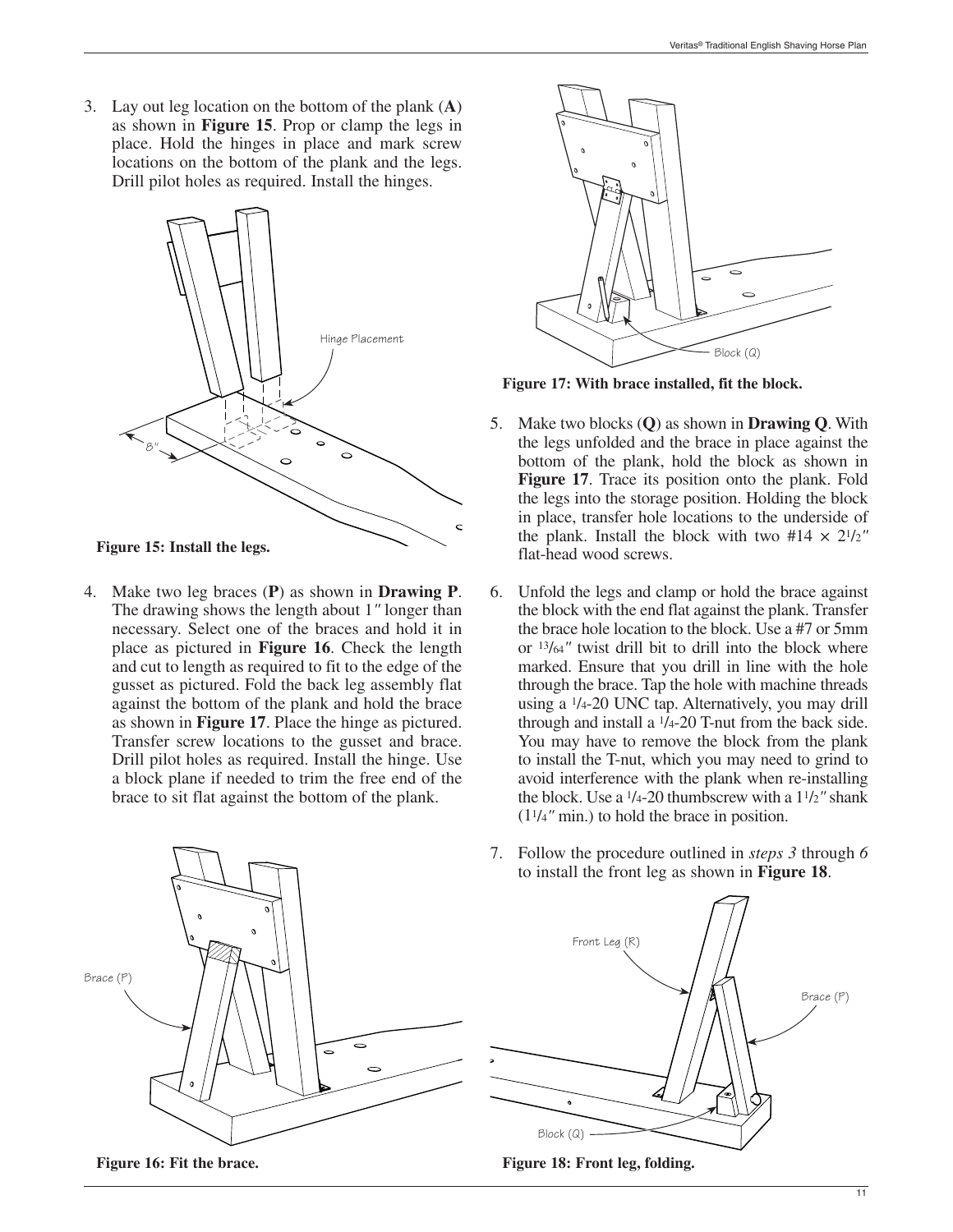3. Lay out leg location on the bottom of the plank (**A**) as shown in **Figure 15**. Prop or clamp the legs in place. Hold the hinges in place and mark screw locations on the bottom of the plank and the legs. Drill pilot holes as required. Install the hinges.

**Figure 15: Install the legs.**

4. Make two leg braces (**P**) as shown in **Drawing P**. The drawing shows the length about 1″ longer than necessary. Select one of the braces and hold it in place as pictured in **Figure 16**. Check the length and cut to length as required to fit to the edge of the gusset as pictured. Fold the back leg assembly flat against the bottom of the plank and hold the brace as shown in **Figure 17**. Place the hinge as pictured. Transfer screw locations to the gusset and brace. Drill pilot holes as required. Install the hinge. Use a block plane if needed to trim the free end of the brace to sit flat against the bottom of the plank.

**Figure 16: Fit the brace.**

**Figure 17: With brace installed, fit the block.**

5. Make two blocks (**Q**) as shown in **Drawing Q**. With the legs unfolded and the brace in place against the bottom of the plank, hold the block as shown in **Figure 17**. Trace its position onto the plank. Fold the legs into the storage position. Holding the block in place, transfer hole locations to the underside of the plank. Install the block with two #14 × 2 1/2″ flat-head wood screws.

6. Unfold the legs and clamp or hold the brace against the block with the end flat against the plank. Transfer the brace hole location to the block. Use a #7 or 5mm or 13/64″ twist drill bit to drill into the block where marked. Ensure that you drill in line with the hole through the brace. Tap the hole with machine threads using a 1/4-20 UNC tap. Alternatively, you may drill through and install a 1/4-20 T-nut from the back side. You may have to remove the block from the plank to install the T-nut, which you may need to grind to avoid interference with the plank when re-installing the block. Use a 1/4-20 thumbscrew with a 1 1/2″ shank (1 1/4″ min.) to hold the brace in position.

7. Follow the procedure outlined in *steps 3* through *6* to install the front leg as shown in **Figure 18**.

**Figure 18: Front leg, folding.**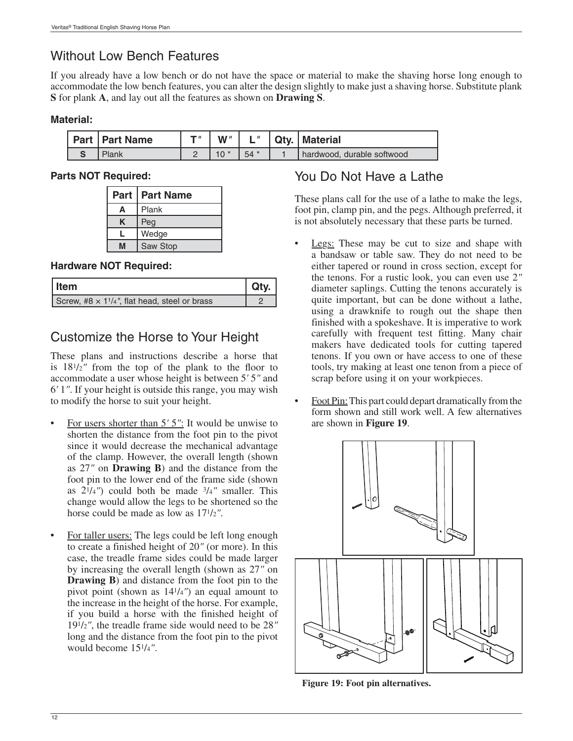## Without Low Bench Features

If you already have a low bench or do not have the space or material to make the shaving horse long enough to accommodate the low bench features, you can alter the design slightly to make just a shaving horse. Substitute plank **S** for plank **A**, and lay out all the features as shown on **Drawing S**.

**Material:**

| Part | Part Name | T″ | W″ | L″ | Qty. | Material |
|---|---|---|---|---|---|---|
| **S** | Plank | 2 | 10 * | 54 * | 1 | hardwood, durable softwood |

**Parts NOT Required:**

| Part | Part Name |
|---|---|
| **A** | Plank |
| **K** | Peg |
| **L** | Wedge |
| **M** | Saw Stop |

**Hardware NOT Required:**

| Item | Qty. |
|---|---|
| Screw, #8 × 1¼″, flat head, steel or brass | 2 |

## Customize the Horse to Your Height

These plans and instructions describe a horse that is 18½″ from the top of the plank to the floor to accommodate a user whose height is between 5′ 5″ and 6′ 1″. If your height is outside this range, you may wish to modify the horse to suit your height.

- For users shorter than 5′ 5″: It would be unwise to shorten the distance from the foot pin to the pivot since it would decrease the mechanical advantage of the clamp. However, the overall length (shown as 27″ on **Drawing B**) and the distance from the foot pin to the lower end of the frame side (shown as 2¼″) could both be made ¾″ smaller. This change would allow the legs to be shortened so the horse could be made as low as 17½″.
- For taller users: The legs could be left long enough to create a finished height of 20″ (or more). In this case, the treadle frame sides could be made larger by increasing the overall length (shown as 27″ on **Drawing B**) and distance from the foot pin to the pivot point (shown as 14¼″) an equal amount to the increase in the height of the horse. For example, if you build a horse with the finished height of 19½″, the treadle frame side would need to be 28″ long and the distance from the foot pin to the pivot would become 15¼″.

## You Do Not Have a Lathe

These plans call for the use of a lathe to make the legs, foot pin, clamp pin, and the pegs. Although preferred, it is not absolutely necessary that these parts be turned.

- Legs: These may be cut to size and shape with a bandsaw or table saw. They do not need to be either tapered or round in cross section, except for the tenons. For a rustic look, you can even use 2″ diameter saplings. Cutting the tenons accurately is quite important, but can be done without a lathe, using a drawknife to rough out the shape then finished with a spokeshave. It is imperative to work carefully with frequent test fitting. Many chair makers have dedicated tools for cutting tapered tenons. If you own or have access to one of these tools, try making at least one tenon from a piece of scrap before using it on your workpieces.
- Foot Pin: This part could depart dramatically from the form shown and still work well. A few alternatives are shown in **Figure 19**.

**Figure 19: Foot pin alternatives.**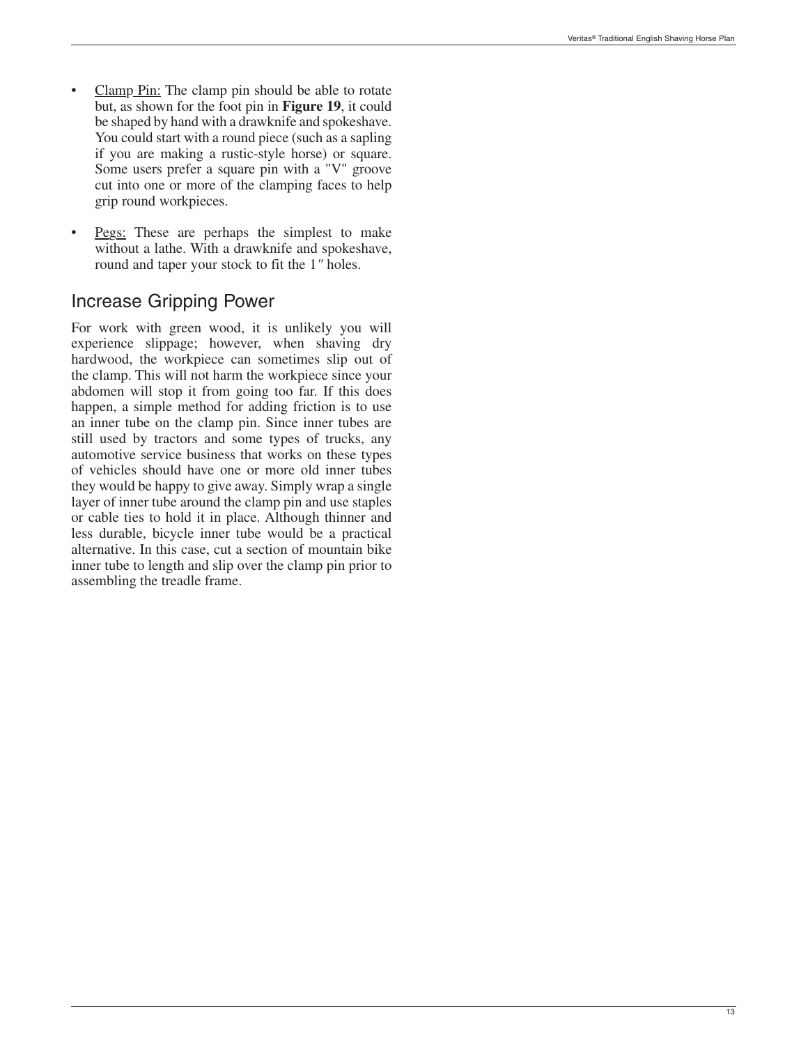- Clamp Pin: The clamp pin should be able to rotate but, as shown for the foot pin in **Figure 19**, it could be shaped by hand with a drawknife and spokeshave. You could start with a round piece (such as a sapling if you are making a rustic-style horse) or square. Some users prefer a square pin with a "V" groove cut into one or more of the clamping faces to help grip round workpieces.

- Pegs: These are perhaps the simplest to make without a lathe. With a drawknife and spokeshave, round and taper your stock to fit the 1″ holes.

## Increase Gripping Power

For work with green wood, it is unlikely you will experience slippage; however, when shaving dry hardwood, the workpiece can sometimes slip out of the clamp. This will not harm the workpiece since your abdomen will stop it from going too far. If this does happen, a simple method for adding friction is to use an inner tube on the clamp pin. Since inner tubes are still used by tractors and some types of trucks, any automotive service business that works on these types of vehicles should have one or more old inner tubes they would be happy to give away. Simply wrap a single layer of inner tube around the clamp pin and use staples or cable ties to hold it in place. Although thinner and less durable, bicycle inner tube would be a practical alternative. In this case, cut a section of mountain bike inner tube to length and slip over the clamp pin prior to assembling the treadle frame.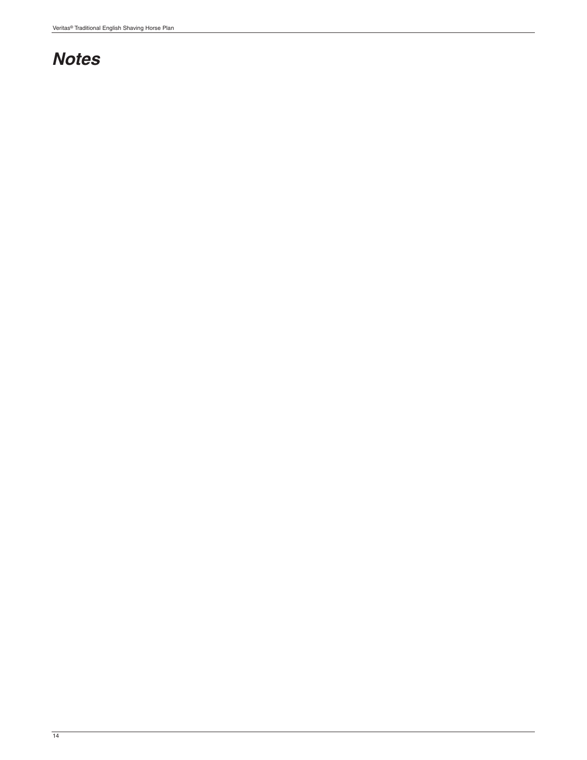# *Notes*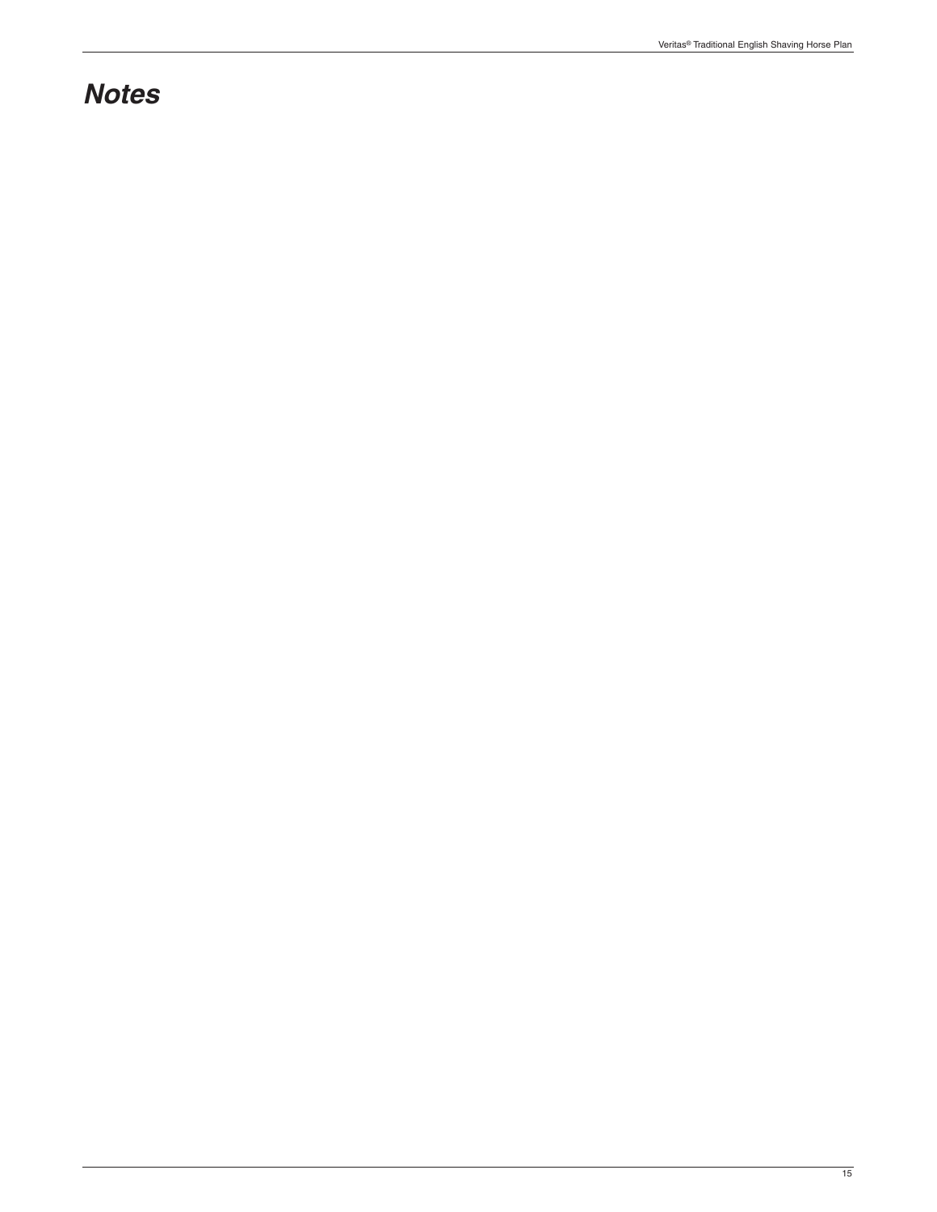# *Notes*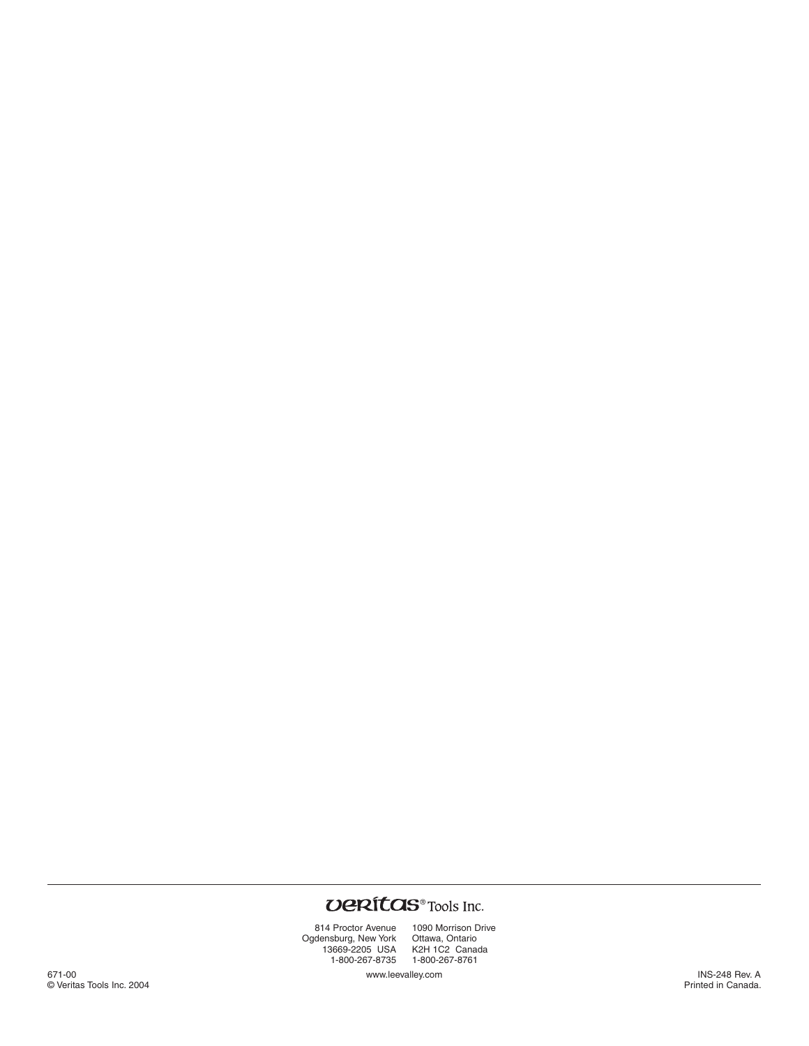**veritas® Tools Inc.**

814 Proctor Avenue
Ogdensburg, New York
13669-2205 USA
1-800-267-8735

1090 Morrison Drive
Ottawa, Ontario
K2H 1C2 Canada
1-800-267-8761

www.leevalley.com

671-00
© Veritas Tools Inc. 2004

INS-248 Rev. A
Printed in Canada.